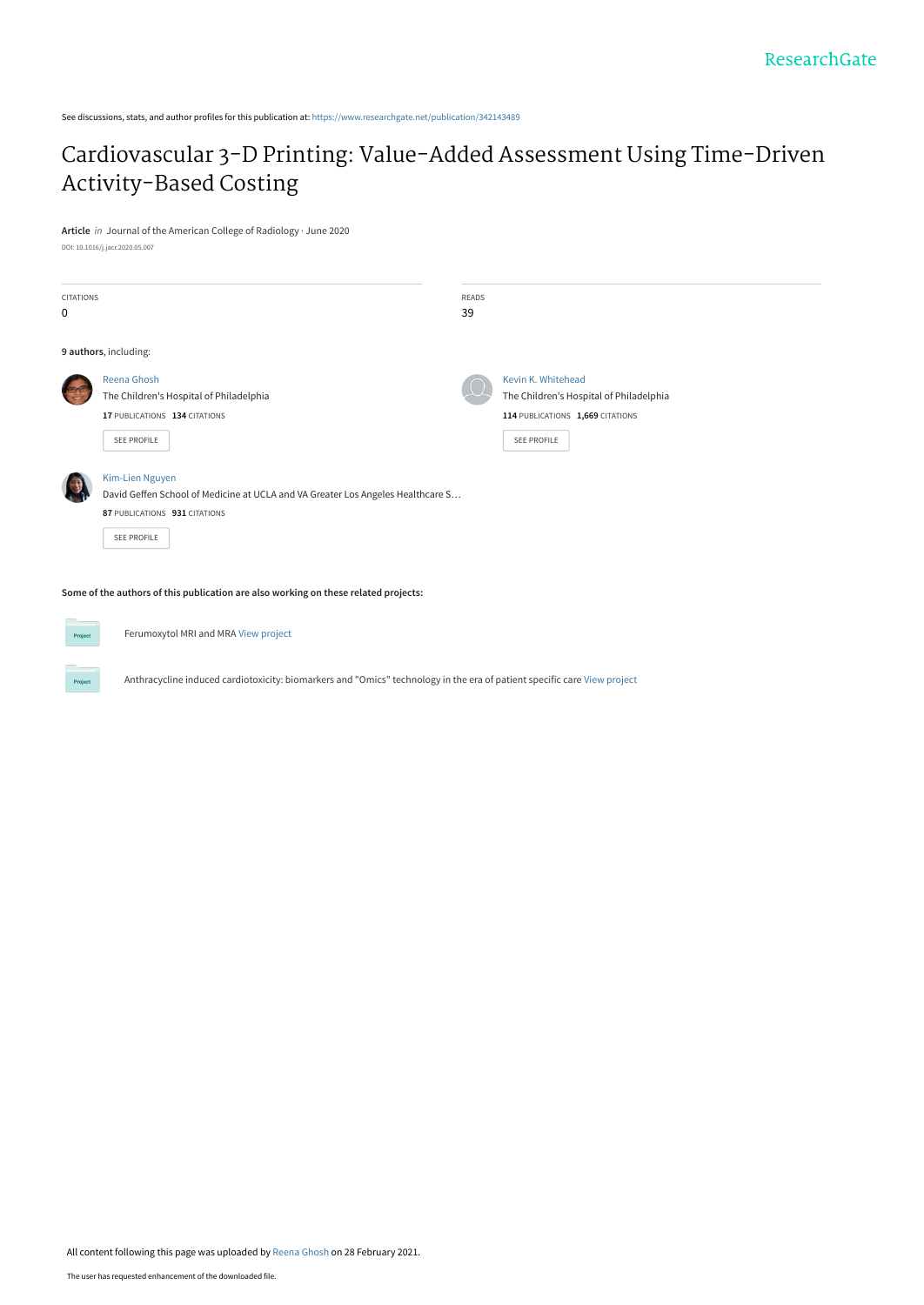See discussions, stats, and author profiles for this publication at: https://www.researchgate.net/publication/342143489

# Cardiovascular 3-D Printing: Value-Added Assessment Using Time-Driven Activity-Based Costing

**Article** *in* Journal of the American College of Radiology · June 2020

DOI: 10.1016/j.jacr.2020.05.007

| CITATIONS | READS |
|---|---|
| 0 | 39 |

**9 authors**, including:

**Reena Ghosh**
The Children's Hospital of Philadelphia
17 PUBLICATIONS 134 CITATIONS
SEE PROFILE

**Kevin K. Whitehead**
The Children's Hospital of Philadelphia
114 PUBLICATIONS 1,669 CITATIONS
SEE PROFILE

**Kim-Lien Nguyen**
David Geffen School of Medicine at UCLA and VA Greater Los Angeles Healthcare S…
87 PUBLICATIONS 931 CITATIONS
SEE PROFILE

**Some of the authors of this publication are also working on these related projects:**

Ferumoxytol MRI and MRA View project

Anthracycline induced cardiotoxicity: biomarkers and "Omics" technology in the era of patient specific care View project

All content following this page was uploaded by Reena Ghosh on 28 February 2021.

The user has requested enhancement of the downloaded file.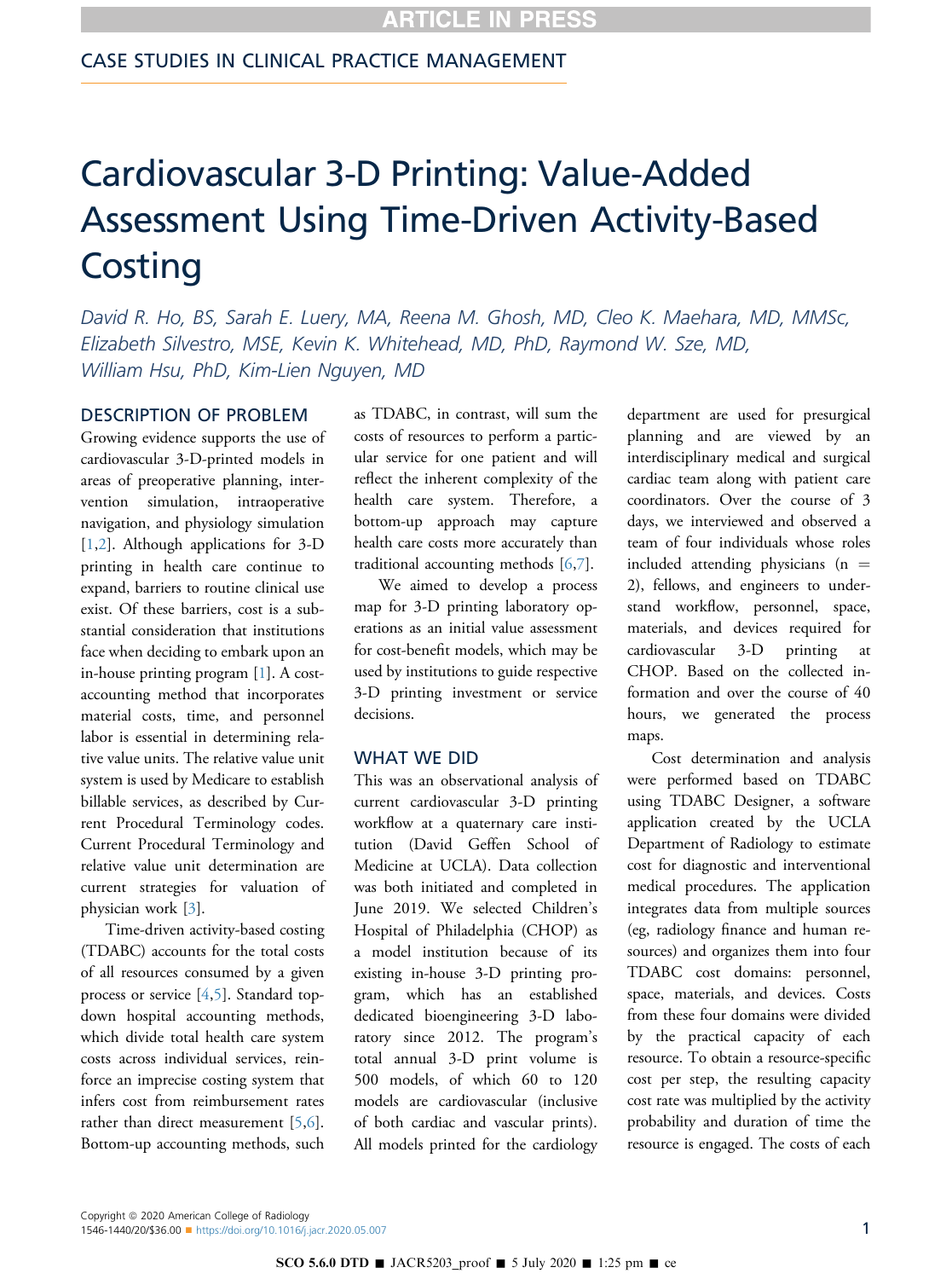CASE STUDIES IN CLINICAL PRACTICE MANAGEMENT

# Cardiovascular 3-D Printing: Value-Added Assessment Using Time-Driven Activity-Based Costing

*David R. Ho, BS, Sarah E. Luery, MA, Reena M. Ghosh, MD, Cleo K. Maehara, MD, MMSc, Elizabeth Silvestro, MSE, Kevin K. Whitehead, MD, PhD, Raymond W. Sze, MD, William Hsu, PhD, Kim-Lien Nguyen, MD*

## DESCRIPTION OF PROBLEM

Growing evidence supports the use of cardiovascular 3-D-printed models in areas of preoperative planning, intervention simulation, intraoperative navigation, and physiology simulation [1,2]. Although applications for 3-D printing in health care continue to expand, barriers to routine clinical use exist. Of these barriers, cost is a substantial consideration that institutions face when deciding to embark upon an in-house printing program [1]. A cost-accounting method that incorporates material costs, time, and personnel labor is essential in determining relative value units. The relative value unit system is used by Medicare to establish billable services, as described by Current Procedural Terminology codes. Current Procedural Terminology and relative value unit determination are current strategies for valuation of physician work [3].

Time-driven activity-based costing (TDABC) accounts for the total costs of all resources consumed by a given process or service [4,5]. Standard top-down hospital accounting methods, which divide total health care system costs across individual services, reinforce an imprecise costing system that infers cost from reimbursement rates rather than direct measurement [5,6]. Bottom-up accounting methods, such as TDABC, in contrast, will sum the costs of resources to perform a particular service for one patient and will reflect the inherent complexity of the health care system. Therefore, a bottom-up approach may capture health care costs more accurately than traditional accounting methods [6,7].

We aimed to develop a process map for 3-D printing laboratory operations as an initial value assessment for cost-benefit models, which may be used by institutions to guide respective 3-D printing investment or service decisions.

## WHAT WE DID

This was an observational analysis of current cardiovascular 3-D printing workflow at a quaternary care institution (David Geffen School of Medicine at UCLA). Data collection was both initiated and completed in June 2019. We selected Children's Hospital of Philadelphia (CHOP) as a model institution because of its existing in-house 3-D printing program, which has an established dedicated bioengineering 3-D laboratory since 2012. The program's total annual 3-D print volume is 500 models, of which 60 to 120 models are cardiovascular (inclusive of both cardiac and vascular prints). All models printed for the cardiology department are used for presurgical planning and are viewed by an interdisciplinary medical and surgical cardiac team along with patient care coordinators. Over the course of 3 days, we interviewed and observed a team of four individuals whose roles included attending physicians (n = 2), fellows, and engineers to understand workflow, personnel, space, materials, and devices required for cardiovascular 3-D printing at CHOP. Based on the collected information and over the course of 40 hours, we generated the process maps.

Cost determination and analysis were performed based on TDABC using TDABC Designer, a software application created by the UCLA Department of Radiology to estimate cost for diagnostic and interventional medical procedures. The application integrates data from multiple sources (eg, radiology finance and human resources) and organizes them into four TDABC cost domains: personnel, space, materials, and devices. Costs from these four domains were divided by the practical capacity of each resource. To obtain a resource-specific cost per step, the resulting capacity cost rate was multiplied by the activity probability and duration of time the resource is engaged. The costs of each

Copyright © 2020 American College of Radiology
1546-1440/20/$36.00 ■ https://doi.org/10.1016/j.jacr.2020.05.007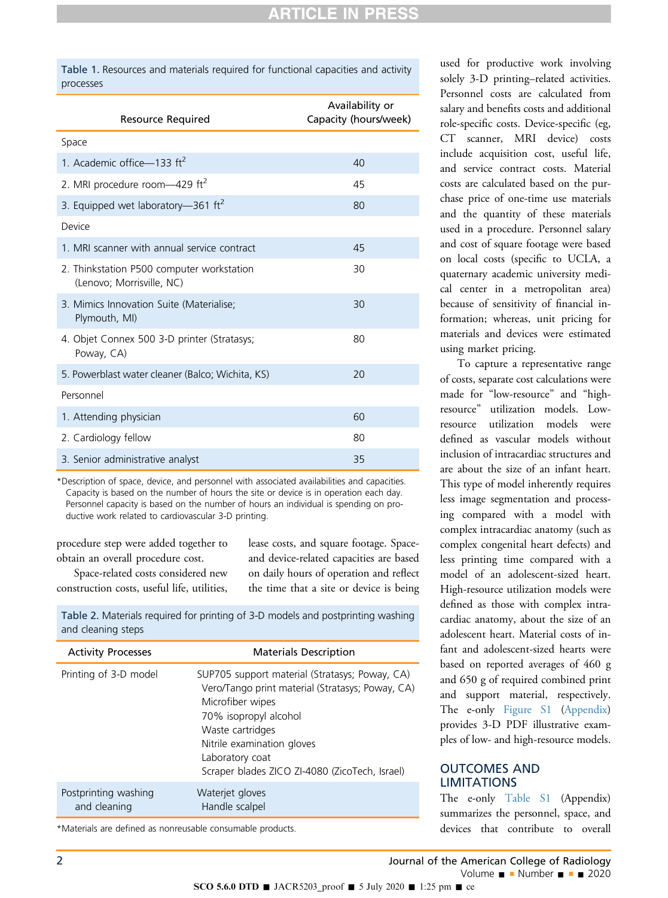Table 1. Resources and materials required for functional capacities and activity processes

| Resource Required | Availability or Capacity (hours/week) |
|---|---|
| Space | |
| 1. Academic office—133 $ft^2$ | 40 |
| 2. MRI procedure room—429 $ft^2$ | 45 |
| 3. Equipped wet laboratory—361 $ft^2$ | 80 |
| Device | |
| 1. MRI scanner with annual service contract | 45 |
| 2. Thinkstation P500 computer workstation (Lenovo; Morrisville, NC) | 30 |
| 3. Mimics Innovation Suite (Materialise; Plymouth, MI) | 30 |
| 4. Objet Connex 500 3-D printer (Stratasys; Poway, CA) | 80 |
| 5. Powerblast water cleaner (Balco; Wichita, KS) | 20 |
| Personnel | |
| 1. Attending physician | 60 |
| 2. Cardiology fellow | 80 |
| 3. Senior administrative analyst | 35 |

*Description of space, device, and personnel with associated availabilities and capacities. Capacity is based on the number of hours the site or device is in operation each day. Personnel capacity is based on the number of hours an individual is spending on productive work related to cardiovascular 3-D printing.

procedure step were added together to obtain an overall procedure cost.

Space-related costs considered new construction costs, useful life, utilities, lease costs, and square footage. Space- and device-related capacities are based on daily hours of operation and reflect the time that a site or device is being used for productive work involving solely 3-D printing–related activities. Personnel costs are calculated from salary and benefits costs and additional role-specific costs. Device-specific (eg, CT scanner, MRI device) costs include acquisition cost, useful life, and service contract costs. Material costs are calculated based on the purchase price of one-time use materials and the quantity of these materials used in a procedure. Personnel salary and cost of square footage were based on local costs (specific to UCLA, a quaternary academic university medical center in a metropolitan area) because of sensitivity of financial information; whereas, unit pricing for materials and devices were estimated using market pricing.

To capture a representative range of costs, separate cost calculations were made for "low-resource" and "high-resource" utilization models. Low-resource utilization models were defined as vascular models without inclusion of intracardiac structures and are about the size of an infant heart. This type of model inherently requires less image segmentation and processing compared with a model with complex intracardiac anatomy (such as complex congenital heart defects) and less printing time compared with a model of an adolescent-sized heart. High-resource utilization models were defined as those with complex intracardiac anatomy, about the size of an adolescent heart. Material costs of infant and adolescent-sized hearts were based on reported averages of 460 g and 650 g of required combined print and support material, respectively. The e-only Figure S1 (Appendix) provides 3-D PDF illustrative examples of low- and high-resource models.

Table 2. Materials required for printing of 3-D models and postprinting washing and cleaning steps

| Activity Processes | Materials Description |
|---|---|
| Printing of 3-D model | SUP705 support material (Stratasys; Poway, CA)<br>Vero/Tango print material (Stratasys; Poway, CA)<br>Microfiber wipes<br>70% isopropyl alcohol<br>Waste cartridges<br>Nitrile examination gloves<br>Laboratory coat<br>Scraper blades ZICO ZI-4080 (ZicoTech, Israel) |
| Postprinting washing and cleaning | Waterjet gloves<br>Handle scalpel |

*Materials are defined as nonreusable consumable products.

## OUTCOMES AND LIMITATIONS

The e-only Table S1 (Appendix) summarizes the personnel, space, and devices that contribute to overall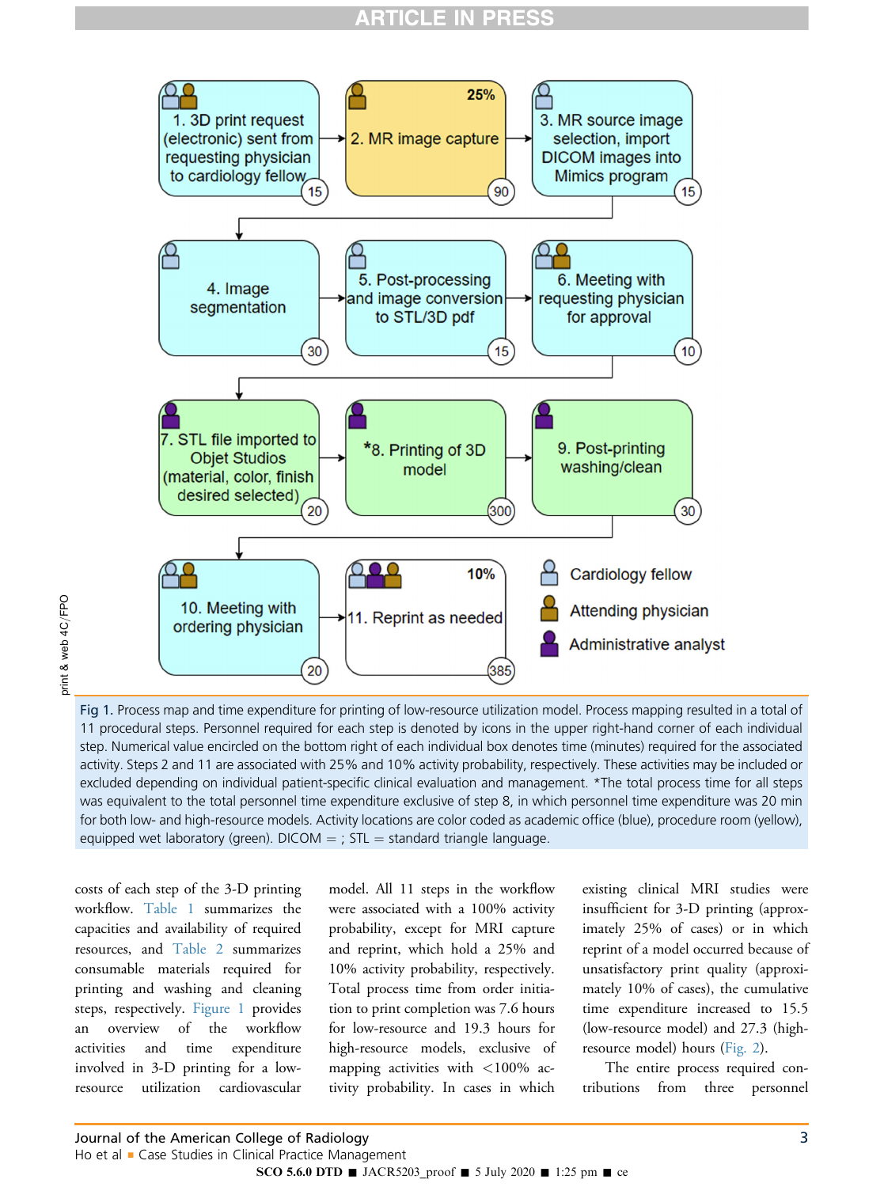Fig 1. Process map and time expenditure for printing of low-resource utilization model. Process mapping resulted in a total of 11 procedural steps. Personnel required for each step is denoted by icons in the upper right-hand corner of each individual step. Numerical value encircled on the bottom right of each individual box denotes time (minutes) required for the associated activity. Steps 2 and 11 are associated with 25% and 10% activity probability, respectively. These activities may be included or excluded depending on individual patient-specific clinical evaluation and management. *The total process time for all steps was equivalent to the total personnel time expenditure exclusive of step 8, in which personnel time expenditure was 20 min for both low- and high-resource models. Activity locations are color coded as academic office (blue), procedure room (yellow), equipped wet laboratory (green). DICOM = ; STL = standard triangle language.

costs of each step of the 3-D printing workflow. Table 1 summarizes the capacities and availability of required resources, and Table 2 summarizes consumable materials required for printing and washing and cleaning steps, respectively. Figure 1 provides an overview of the workflow activities and time expenditure involved in 3-D printing for a low-resource utilization cardiovascular model. All 11 steps in the workflow were associated with a 100% activity probability, except for MRI capture and reprint, which hold a 25% and 10% activity probability, respectively. Total process time from order initiation to print completion was 7.6 hours for low-resource and 19.3 hours for high-resource models, exclusive of mapping activities with <100% activity probability. In cases in which existing clinical MRI studies were insufficient for 3-D printing (approximately 25% of cases) or in which reprint of a model occurred because of unsatisfactory print quality (approximately 10% of cases), the cumulative time expenditure increased to 15.5 (low-resource model) and 27.3 (high-resource model) hours (Fig. 2).

The entire process required contributions from three personnel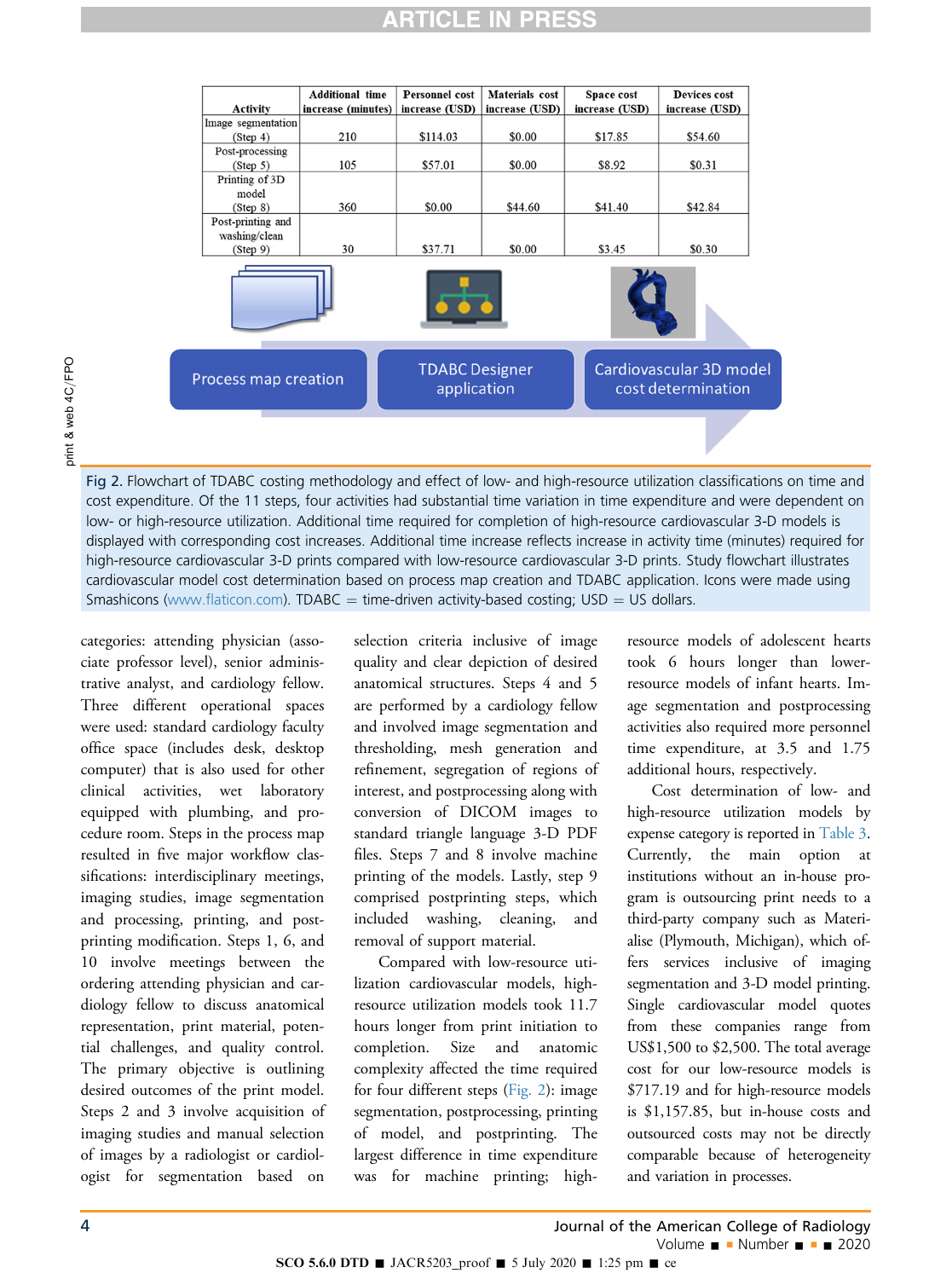| Activity | Additional time increase (minutes) | Personnel cost increase (USD) | Materials cost increase (USD) | Space cost increase (USD) | Devices cost increase (USD) |
|---|---|---|---|---|---|
| Image segmentation (Step 4) | 210 | $114.03 | $0.00 | $17.85 | $54.60 |
| Post-processing (Step 5) | 105 | $57.01 | $0.00 | $8.92 | $0.31 |
| Printing of 3D model (Step 8) | 360 | $0.00 | $44.60 | $41.40 | $42.84 |
| Post-printing and washing/clean (Step 9) | 30 | $37.71 | $0.00 | $3.45 | $0.30 |

Process map creation → TDABC Designer application → Cardiovascular 3D model cost determination

Fig 2. Flowchart of TDABC costing methodology and effect of low- and high-resource utilization classifications on time and cost expenditure. Of the 11 steps, four activities had substantial time variation in time expenditure and were dependent on low- or high-resource utilization. Additional time required for completion of high-resource cardiovascular 3-D models is displayed with corresponding cost increases. Additional time increase reflects increase in activity time (minutes) required for high-resource cardiovascular 3-D prints compared with low-resource cardiovascular 3-D prints. Study flowchart illustrates cardiovascular model cost determination based on process map creation and TDABC application. Icons were made using Smashicons (www.flaticon.com). TDABC = time-driven activity-based costing; USD = US dollars.

categories: attending physician (associate professor level), senior administrative analyst, and cardiology fellow. Three different operational spaces were used: standard cardiology faculty office space (includes desk, desktop computer) that is also used for other clinical activities, wet laboratory equipped with plumbing, and procedure room. Steps in the process map resulted in five major workflow classifications: interdisciplinary meetings, imaging studies, image segmentation and processing, printing, and postprinting modification. Steps 1, 6, and 10 involve meetings between the ordering attending physician and cardiology fellow to discuss anatomical representation, print material, potential challenges, and quality control. The primary objective is outlining desired outcomes of the print model. Steps 2 and 3 involve acquisition of imaging studies and manual selection of images by a radiologist or cardiologist for segmentation based on selection criteria inclusive of image quality and clear depiction of desired anatomical structures. Steps 4 and 5 are performed by a cardiology fellow and involved image segmentation and thresholding, mesh generation and refinement, segregation of regions of interest, and postprocessing along with conversion of DICOM images to standard triangle language 3-D PDF files. Steps 7 and 8 involve machine printing of the models. Lastly, step 9 comprised postprinting steps, which included washing, cleaning, and removal of support material.

Compared with low-resource utilization cardiovascular models, high-resource utilization models took 11.7 hours longer from print initiation to completion. Size and anatomic complexity affected the time required for four different steps (Fig. 2): image segmentation, postprocessing, printing of model, and postprinting. The largest difference in time expenditure was for machine printing; high-resource models of adolescent hearts took 6 hours longer than lower-resource models of infant hearts. Image segmentation and postprocessing activities also required more personnel time expenditure, at 3.5 and 1.75 additional hours, respectively.

Cost determination of low- and high-resource utilization models by expense category is reported in Table 3. Currently, the main option at institutions without an in-house program is outsourcing print needs to a third-party company such as Materialise (Plymouth, Michigan), which offers services inclusive of imaging segmentation and 3-D model printing. Single cardiovascular model quotes from these companies range from US$1,500 to $2,500. The total average cost for our low-resource models is $717.19 and for high-resource models is $1,157.85, but in-house costs and outsourced costs may not be directly comparable because of heterogeneity and variation in processes.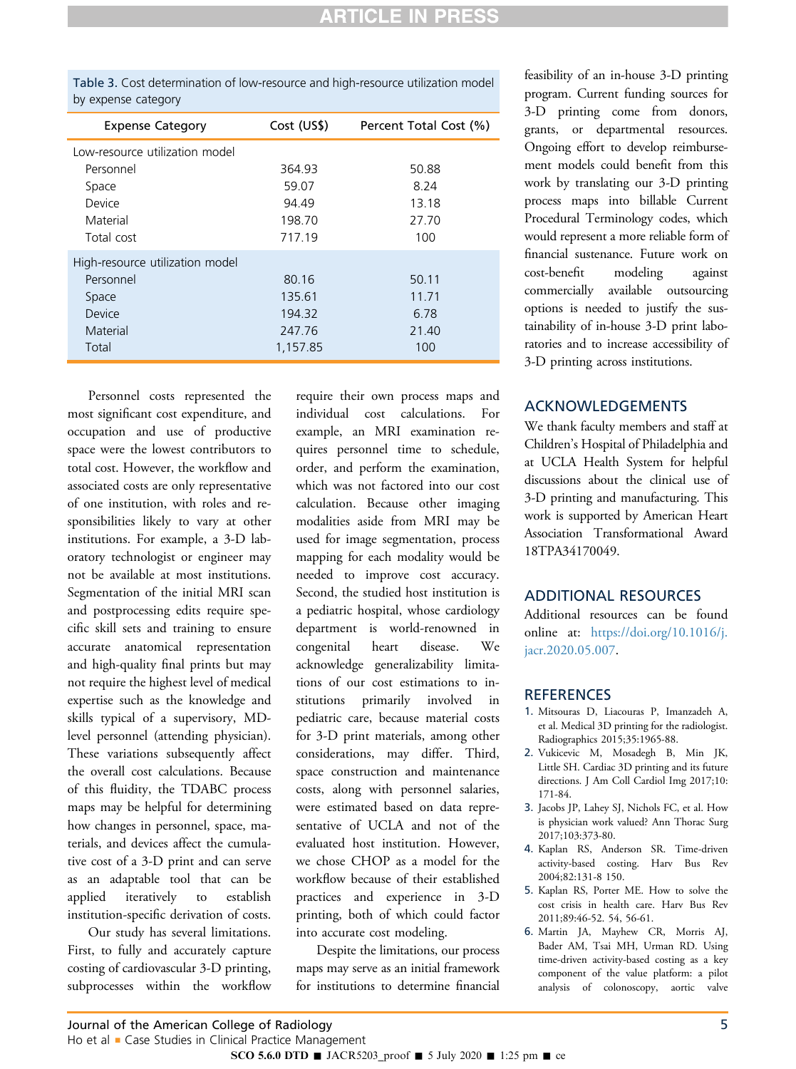Table 3. Cost determination of low-resource and high-resource utilization model by expense category

| Expense Category | Cost (US$) | Percent Total Cost (%) |
|---|---|---|
| Low-resource utilization model | | |
| Personnel | 364.93 | 50.88 |
| Space | 59.07 | 8.24 |
| Device | 94.49 | 13.18 |
| Material | 198.70 | 27.70 |
| Total cost | 717.19 | 100 |
| High-resource utilization model | | |
| Personnel | 80.16 | 50.11 |
| Space | 135.61 | 11.71 |
| Device | 194.32 | 6.78 |
| Material | 247.76 | 21.40 |
| Total | 1,157.85 | 100 |

Personnel costs represented the most significant cost expenditure, and occupation and use of productive space were the lowest contributors to total cost. However, the workflow and associated costs are only representative of one institution, with roles and responsibilities likely to vary at other institutions. For example, a 3-D laboratory technologist or engineer may not be available at most institutions. Segmentation of the initial MRI scan and postprocessing edits require specific skill sets and training to ensure accurate anatomical representation and high-quality final prints but may not require the highest level of medical expertise such as the knowledge and skills typical of a supervisory, MD-level personnel (attending physician). These variations subsequently affect the overall cost calculations. Because of this fluidity, the TDABC process maps may be helpful for determining how changes in personnel, space, materials, and devices affect the cumulative cost of a 3-D print and can serve as an adaptable tool that can be applied iteratively to establish institution-specific derivation of costs.

Our study has several limitations. First, to fully and accurately capture costing of cardiovascular 3-D printing, subprocesses within the workflow require their own process maps and individual cost calculations. For example, an MRI examination requires personnel time to schedule, order, and perform the examination, which was not factored into our cost calculation. Because other imaging modalities aside from MRI may be used for image segmentation, process mapping for each modality would be needed to improve cost accuracy. Second, the studied host institution is a pediatric hospital, whose cardiology department is world-renowned in congenital heart disease. We acknowledge generalizability limitations of our cost estimations to institutions primarily involved in pediatric care, because material costs for 3-D print materials, among other considerations, may differ. Third, space construction and maintenance costs, along with personnel salaries, were estimated based on data representative of UCLA and not of the evaluated host institution. However, we chose CHOP as a model for the workflow because of their established practices and experience in 3-D printing, both of which could factor into accurate cost modeling.

Despite the limitations, our process maps may serve as an initial framework for institutions to determine financial feasibility of an in-house 3-D printing program. Current funding sources for 3-D printing come from donors, grants, or departmental resources. Ongoing effort to develop reimbursement models could benefit from this work by translating our 3-D printing process maps into billable Current Procedural Terminology codes, which would represent a more reliable form of financial sustenance. Future work on cost-benefit modeling against commercially available outsourcing options is needed to justify the sustainability of in-house 3-D print laboratories and to increase accessibility of 3-D printing across institutions.

## ACKNOWLEDGEMENTS

We thank faculty members and staff at Children's Hospital of Philadelphia and at UCLA Health System for helpful discussions about the clinical use of 3-D printing and manufacturing. This work is supported by American Heart Association Transformational Award 18TPA34170049.

## ADDITIONAL RESOURCES

Additional resources can be found online at: https://doi.org/10.1016/j.jacr.2020.05.007.

## REFERENCES

1. Mitsouras D, Liacouras P, Imanzadeh A, et al. Medical 3D printing for the radiologist. Radiographics 2015;35:1965-88.
2. Vukicevic M, Mosadegh B, Min JK, Little SH. Cardiac 3D printing and its future directions. J Am Coll Cardiol Img 2017;10:171-84.
3. Jacobs JP, Lahey SJ, Nichols FC, et al. How is physician work valued? Ann Thorac Surg 2017;103:373-80.
4. Kaplan RS, Anderson SR. Time-driven activity-based costing. Harv Bus Rev 2004;82:131-8 150.
5. Kaplan RS, Porter ME. How to solve the cost crisis in health care. Harv Bus Rev 2011;89:46-52. 54, 56-61.
6. Martin JA, Mayhew CR, Morris AJ, Bader AM, Tsai MH, Urman RD. Using time-driven activity-based costing as a key component of the value platform: a pilot analysis of colonoscopy, aortic valve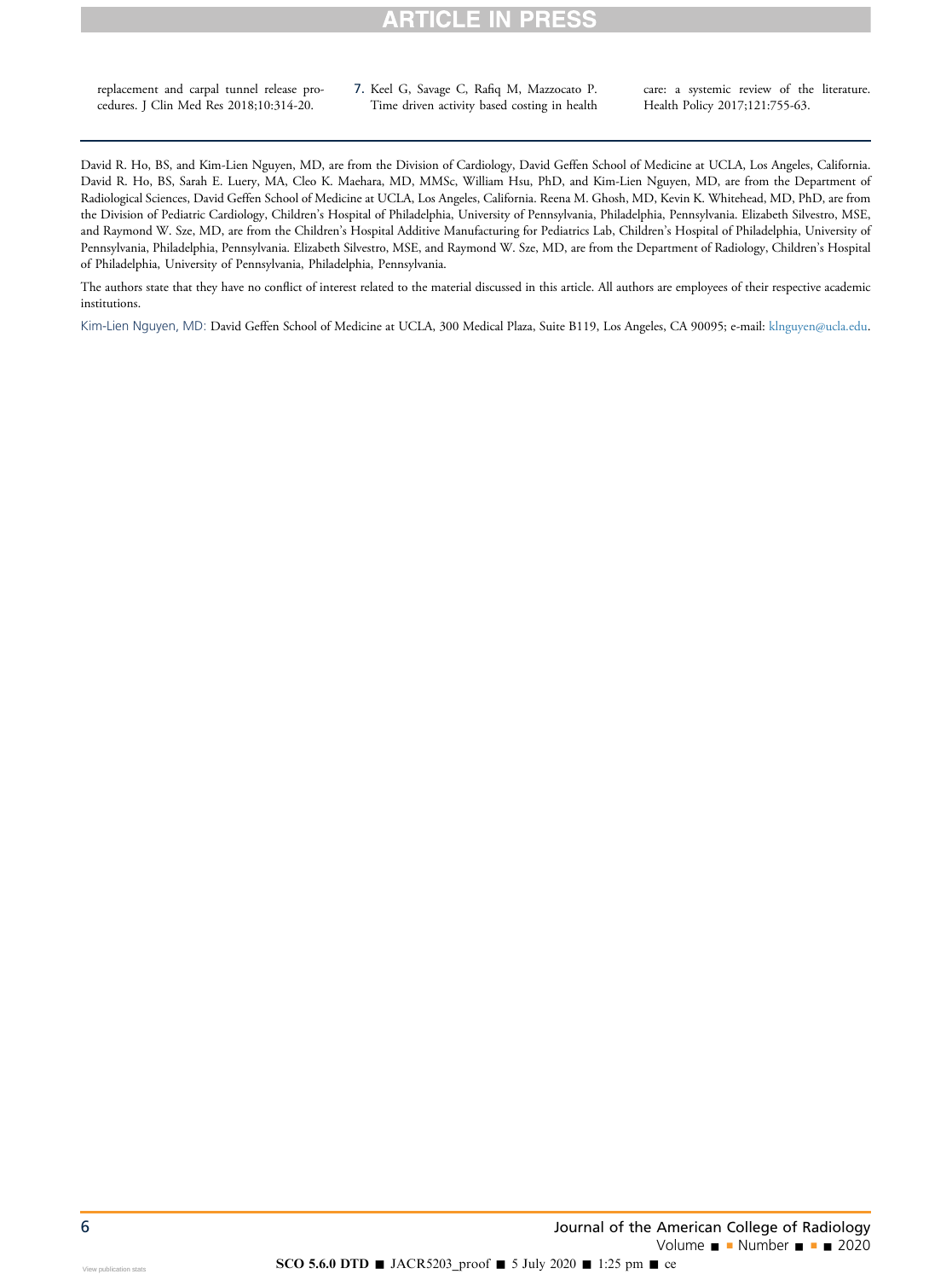replacement and carpal tunnel release procedures. J Clin Med Res 2018;10:314-20.

7. Keel G, Savage C, Rafiq M, Mazzocato P. Time driven activity based costing in health care: a systemic review of the literature. Health Policy 2017;121:755-63.

---

David R. Ho, BS, and Kim-Lien Nguyen, MD, are from the Division of Cardiology, David Geffen School of Medicine at UCLA, Los Angeles, California. David R. Ho, BS, Sarah E. Luery, MA, Cleo K. Maehara, MD, MMSc, William Hsu, PhD, and Kim-Lien Nguyen, MD, are from the Department of Radiological Sciences, David Geffen School of Medicine at UCLA, Los Angeles, California. Reena M. Ghosh, MD, Kevin K. Whitehead, MD, PhD, are from the Division of Pediatric Cardiology, Children's Hospital of Philadelphia, University of Pennsylvania, Philadelphia, Pennsylvania. Elizabeth Silvestro, MSE, and Raymond W. Sze, MD, are from the Children's Hospital Additive Manufacturing for Pediatrics Lab, Children's Hospital of Philadelphia, University of Pennsylvania, Philadelphia, Pennsylvania. Elizabeth Silvestro, MSE, and Raymond W. Sze, MD, are from the Department of Radiology, Children's Hospital of Philadelphia, University of Pennsylvania, Philadelphia, Pennsylvania.

The authors state that they have no conflict of interest related to the material discussed in this article. All authors are employees of their respective academic institutions.

Kim-Lien Nguyen, MD: David Geffen School of Medicine at UCLA, 300 Medical Plaza, Suite B119, Los Angeles, CA 90095; e-mail: klnguyen@ucla.edu.